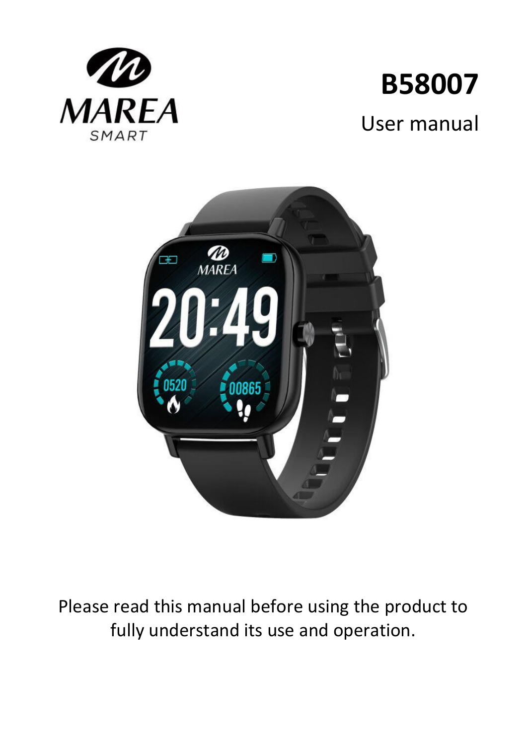MAREA SMART

# B58007

User manual

Please read this manual before using the product to fully understand its use and operation.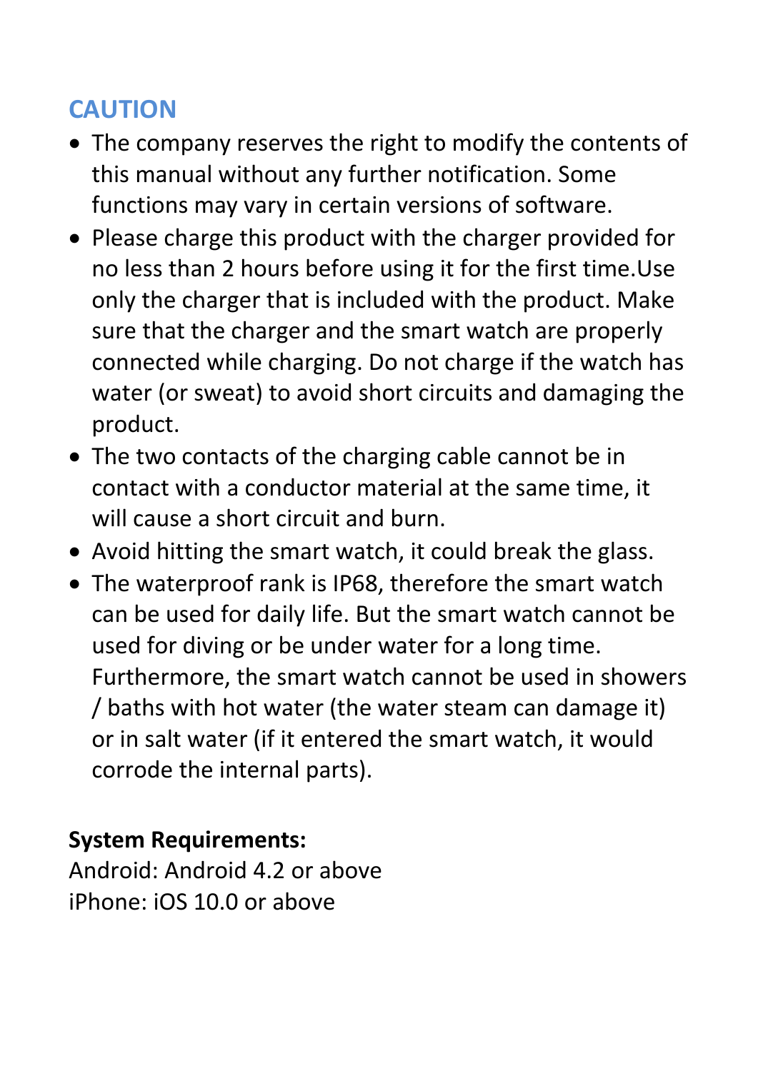## CAUTION

- The company reserves the right to modify the contents of this manual without any further notification. Some functions may vary in certain versions of software.
- Please charge this product with the charger provided for no less than 2 hours before using it for the first time.Use only the charger that is included with the product. Make sure that the charger and the smart watch are properly connected while charging. Do not charge if the watch has water (or sweat) to avoid short circuits and damaging the product.
- The two contacts of the charging cable cannot be in contact with a conductor material at the same time, it will cause a short circuit and burn.
- Avoid hitting the smart watch, it could break the glass.
- The waterproof rank is IP68, therefore the smart watch can be used for daily life. But the smart watch cannot be used for diving or be under water for a long time. Furthermore, the smart watch cannot be used in showers / baths with hot water (the water steam can damage it) or in salt water (if it entered the smart watch, it would corrode the internal parts).

**System Requirements:**

Android: Android 4.2 or above

iPhone: iOS 10.0 or above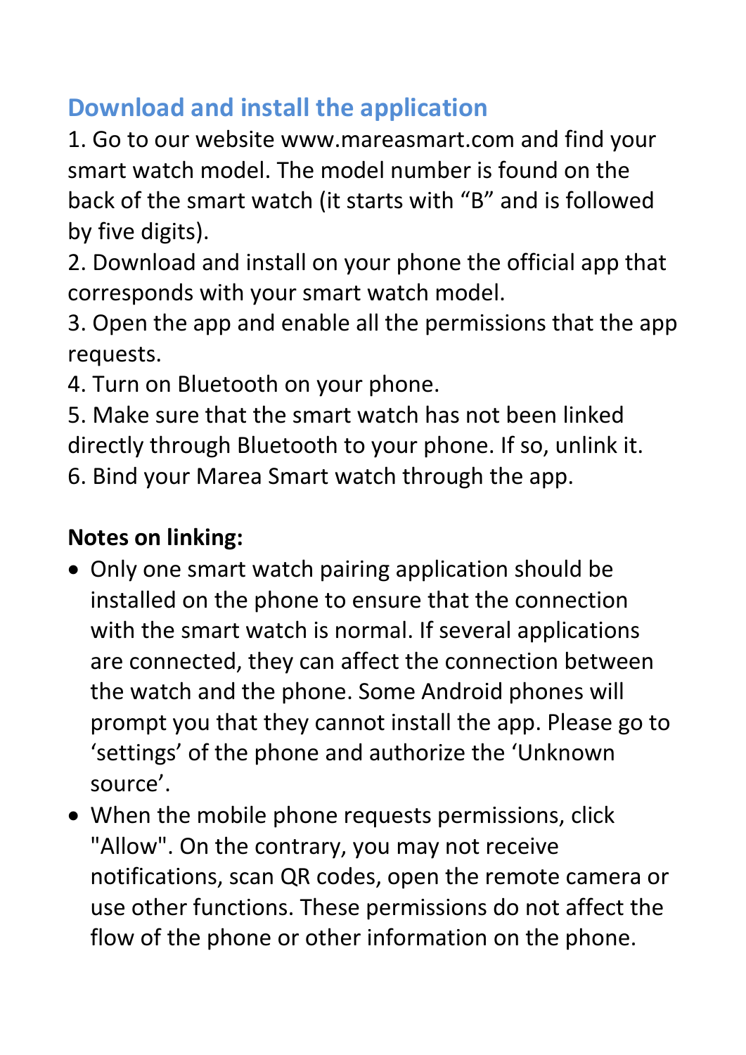## Download and install the application

1. Go to our website www.mareasmart.com and find your smart watch model. The model number is found on the back of the smart watch (it starts with “B” and is followed by five digits).
2. Download and install on your phone the official app that corresponds with your smart watch model.
3. Open the app and enable all the permissions that the app requests.
4. Turn on Bluetooth on your phone.
5. Make sure that the smart watch has not been linked directly through Bluetooth to your phone. If so, unlink it.
6. Bind your Marea Smart watch through the app.

**Notes on linking:**

- Only one smart watch pairing application should be installed on the phone to ensure that the connection with the smart watch is normal. If several applications are connected, they can affect the connection between the watch and the phone. Some Android phones will prompt you that they cannot install the app. Please go to ‘settings’ of the phone and authorize the ‘Unknown source’.
- When the mobile phone requests permissions, click "Allow". On the contrary, you may not receive notifications, scan QR codes, open the remote camera or use other functions. These permissions do not affect the flow of the phone or other information on the phone.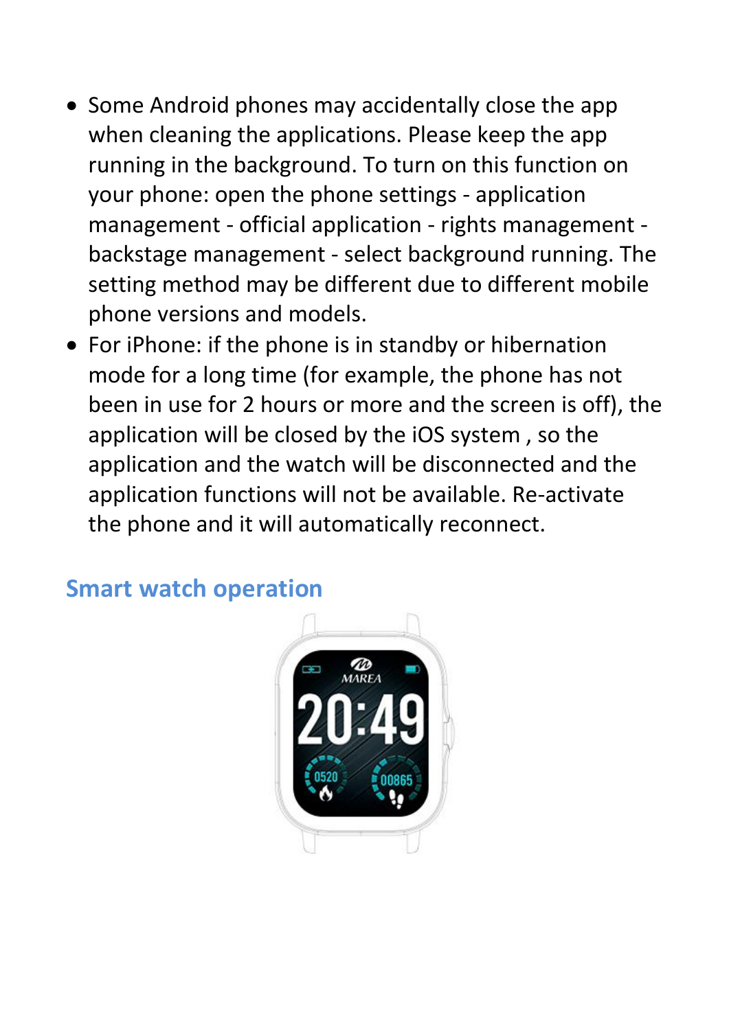- Some Android phones may accidentally close the app when cleaning the applications. Please keep the app running in the background. To turn on this function on your phone: open the phone settings - application management - official application - rights management - backstage management - select background running. The setting method may be different due to different mobile phone versions and models.
- For iPhone: if the phone is in standby or hibernation mode for a long time (for example, the phone has not been in use for 2 hours or more and the screen is off), the application will be closed by the iOS system , so the application and the watch will be disconnected and the application functions will not be available. Re-activate the phone and it will automatically reconnect.

## Smart watch operation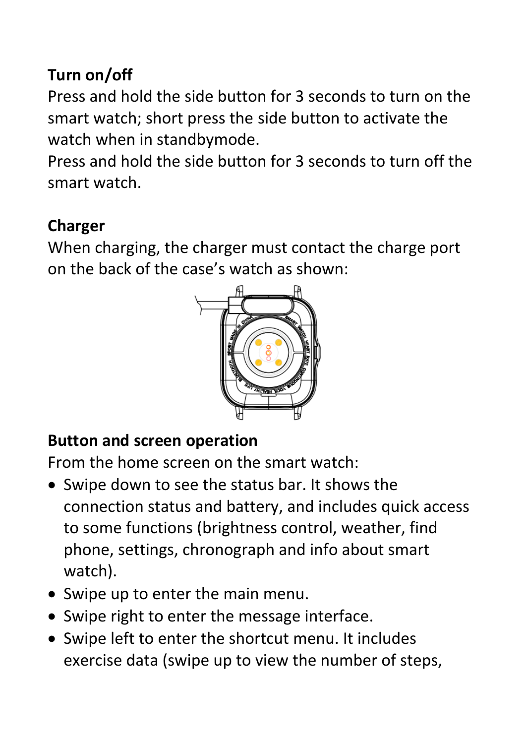**Turn on/off**

Press and hold the side button for 3 seconds to turn on the smart watch; short press the side button to activate the watch when in standbymode.

Press and hold the side button for 3 seconds to turn off the smart watch.

**Charger**

When charging, the charger must contact the charge port on the back of the case's watch as shown:

**Button and screen operation**

From the home screen on the smart watch:

- Swipe down to see the status bar. It shows the connection status and battery, and includes quick access to some functions (brightness control, weather, find phone, settings, chronograph and info about smart watch).
- Swipe up to enter the main menu.
- Swipe right to enter the message interface.
- Swipe left to enter the shortcut menu. It includes exercise data (swipe up to view the number of steps,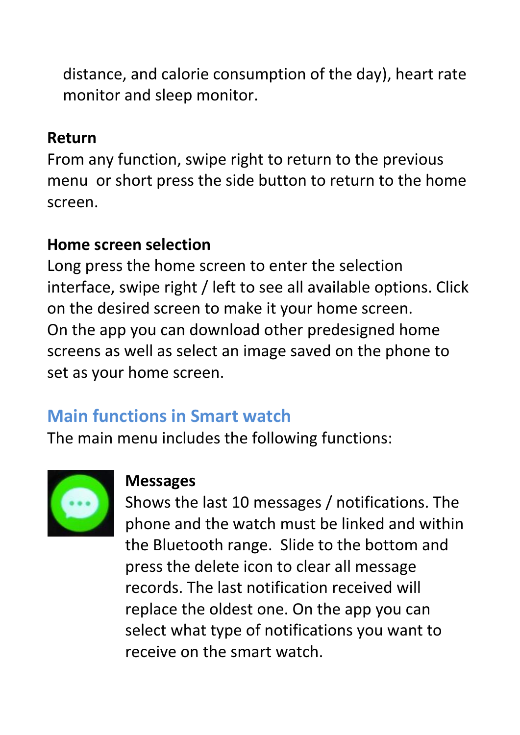distance, and calorie consumption of the day), heart rate monitor and sleep monitor.

**Return**

From any function, swipe right to return to the previous menu  or short press the side button to return to the home screen.

**Home screen selection**

Long press the home screen to enter the selection interface, swipe right / left to see all available options. Click on the desired screen to make it your home screen.
On the app you can download other predesigned home screens as well as select an image saved on the phone to set as your home screen.

## Main functions in Smart watch

The main menu includes the following functions:

**Messages**

Shows the last 10 messages / notifications. The phone and the watch must be linked and within the Bluetooth range.  Slide to the bottom and press the delete icon to clear all message records. The last notification received will replace the oldest one. On the app you can select what type of notifications you want to receive on the smart watch.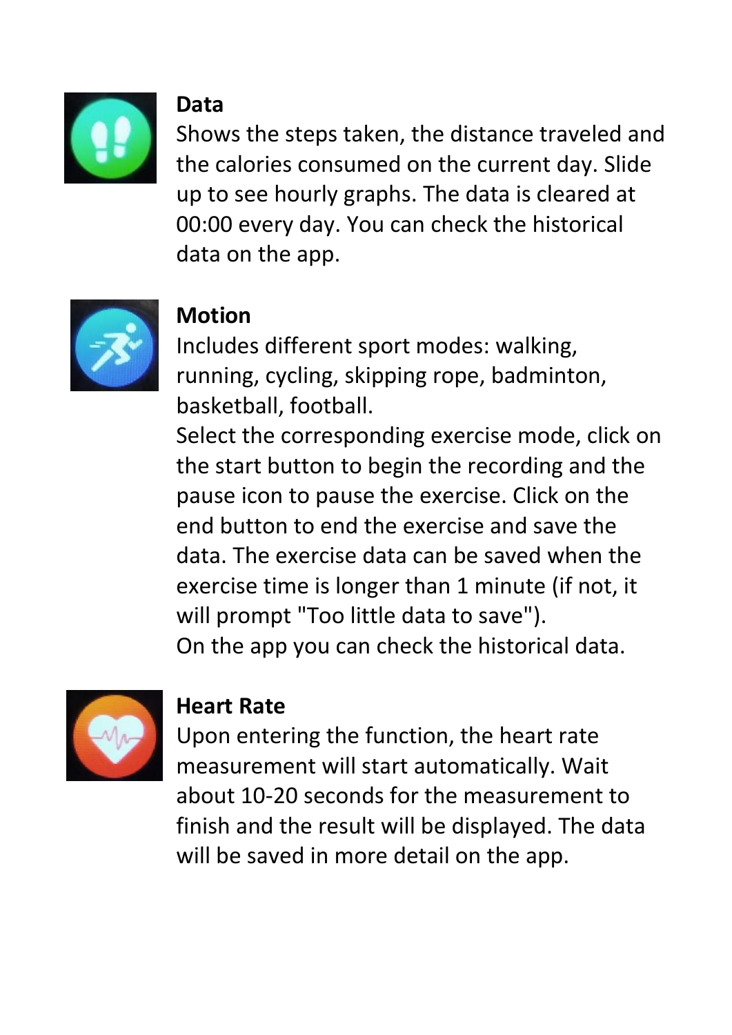### Data

Shows the steps taken, the distance traveled and the calories consumed on the current day. Slide up to see hourly graphs. The data is cleared at 00:00 every day. You can check the historical data on the app.

### Motion

Includes different sport modes: walking, running, cycling, skipping rope, badminton, basketball, football.

Select the corresponding exercise mode, click on the start button to begin the recording and the pause icon to pause the exercise. Click on the end button to end the exercise and save the data. The exercise data can be saved when the exercise time is longer than 1 minute (if not, it will prompt "Too little data to save").

On the app you can check the historical data.

### Heart Rate

Upon entering the function, the heart rate measurement will start automatically. Wait about 10-20 seconds for the measurement to finish and the result will be displayed. The data will be saved in more detail on the app.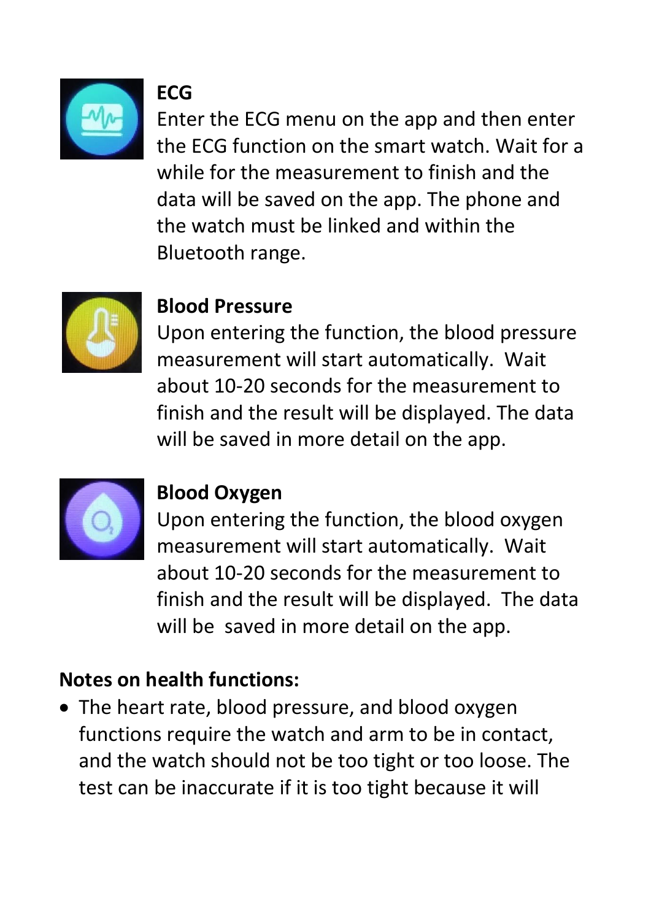**ECG**

Enter the ECG menu on the app and then enter the ECG function on the smart watch. Wait for a while for the measurement to finish and the data will be saved on the app. The phone and the watch must be linked and within the Bluetooth range.

**Blood Pressure**

Upon entering the function, the blood pressure measurement will start automatically. Wait about 10-20 seconds for the measurement to finish and the result will be displayed. The data will be saved in more detail on the app.

**Blood Oxygen**

Upon entering the function, the blood oxygen measurement will start automatically. Wait about 10-20 seconds for the measurement to finish and the result will be displayed. The data will be saved in more detail on the app.

**Notes on health functions:**

- The heart rate, blood pressure, and blood oxygen functions require the watch and arm to be in contact, and the watch should not be too tight or too loose. The test can be inaccurate if it is too tight because it will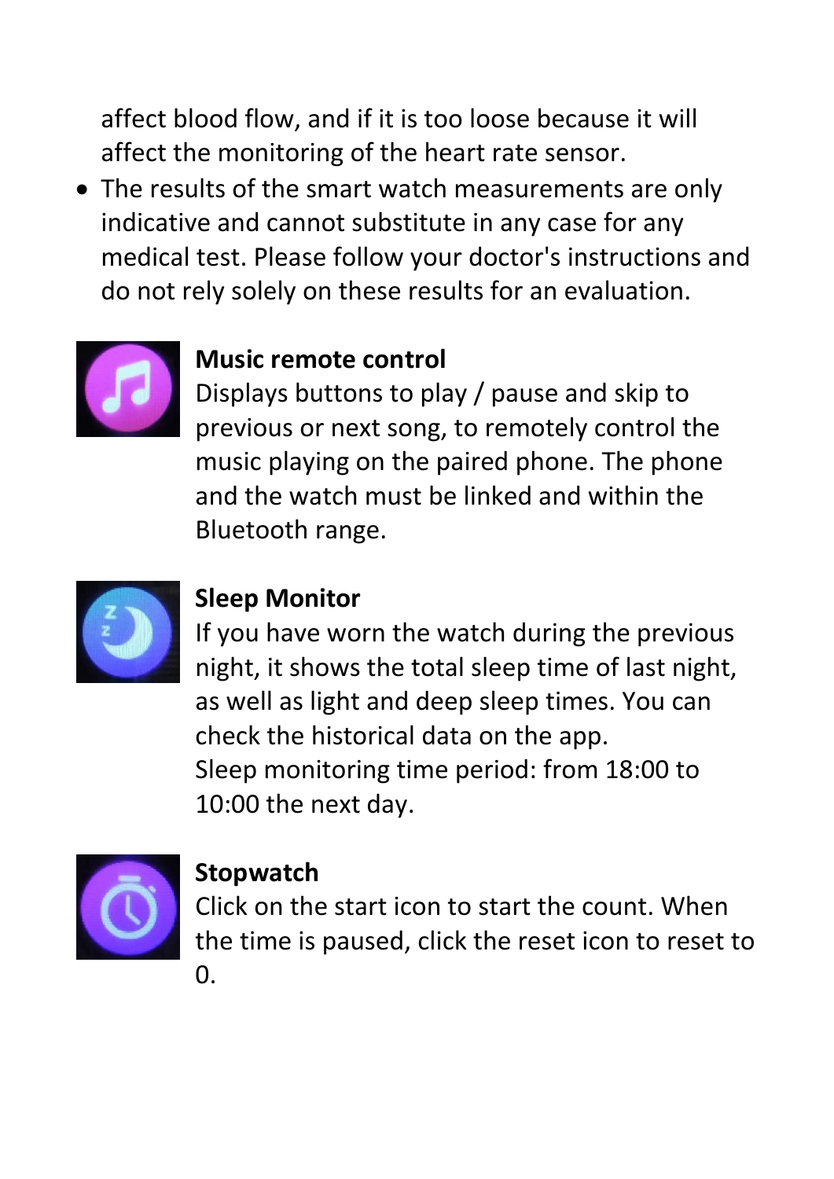affect blood flow, and if it is too loose because it will affect the monitoring of the heart rate sensor.

- The results of the smart watch measurements are only indicative and cannot substitute in any case for any medical test. Please follow your doctor's instructions and do not rely solely on these results for an evaluation.

**Music remote control**
Displays buttons to play / pause and skip to previous or next song, to remotely control the music playing on the paired phone. The phone and the watch must be linked and within the Bluetooth range.

**Sleep Monitor**
If you have worn the watch during the previous night, it shows the total sleep time of last night, as well as light and deep sleep times. You can check the historical data on the app.
Sleep monitoring time period: from 18:00 to 10:00 the next day.

**Stopwatch**
Click on the start icon to start the count. When the time is paused, click the reset icon to reset to 0.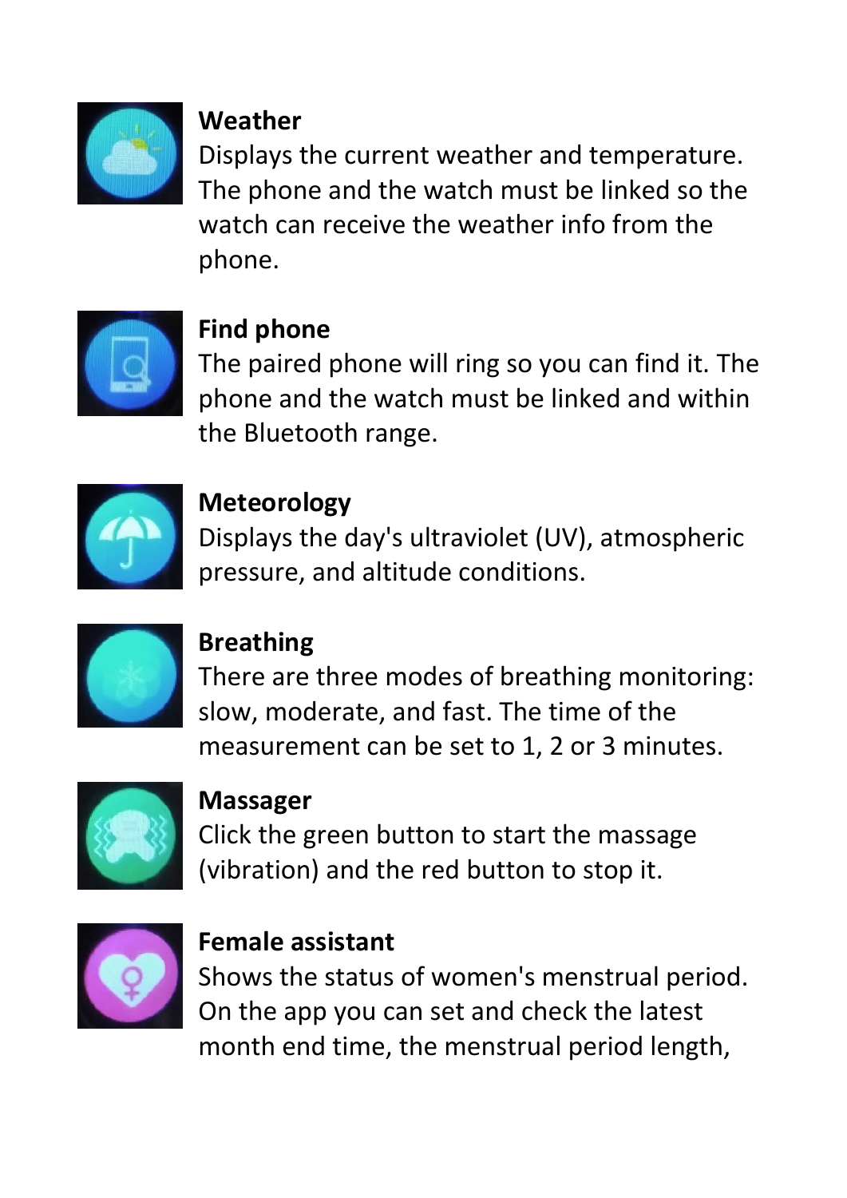**Weather**
Displays the current weather and temperature. The phone and the watch must be linked so the watch can receive the weather info from the phone.

**Find phone**
The paired phone will ring so you can find it. The phone and the watch must be linked and within the Bluetooth range.

**Meteorology**
Displays the day's ultraviolet (UV), atmospheric pressure, and altitude conditions.

**Breathing**
There are three modes of breathing monitoring: slow, moderate, and fast. The time of the measurement can be set to 1, 2 or 3 minutes.

**Massager**
Click the green button to start the massage (vibration) and the red button to stop it.

**Female assistant**
Shows the status of women's menstrual period. On the app you can set and check the latest month end time, the menstrual period length,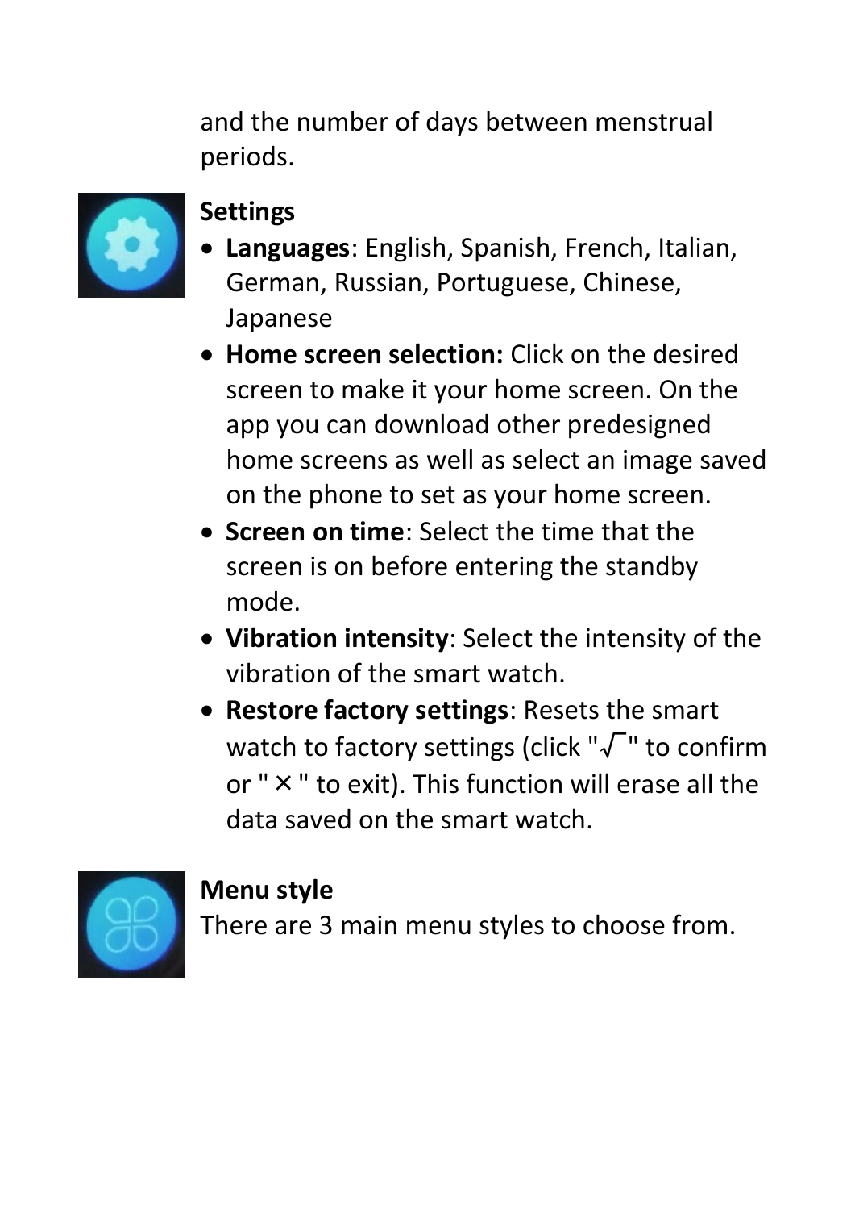and the number of days between menstrual periods.

**Settings**

- **Languages**: English, Spanish, French, Italian, German, Russian, Portuguese, Chinese, Japanese
- **Home screen selection:** Click on the desired screen to make it your home screen. On the app you can download other predesigned home screens as well as select an image saved on the phone to set as your home screen.
- **Screen on time**: Select the time that the screen is on before entering the standby mode.
- **Vibration intensity**: Select the intensity of the vibration of the smart watch.
- **Restore factory settings**: Resets the smart watch to factory settings (click "√" to confirm or " × " to exit). This function will erase all the data saved on the smart watch.

**Menu style**

There are 3 main menu styles to choose from.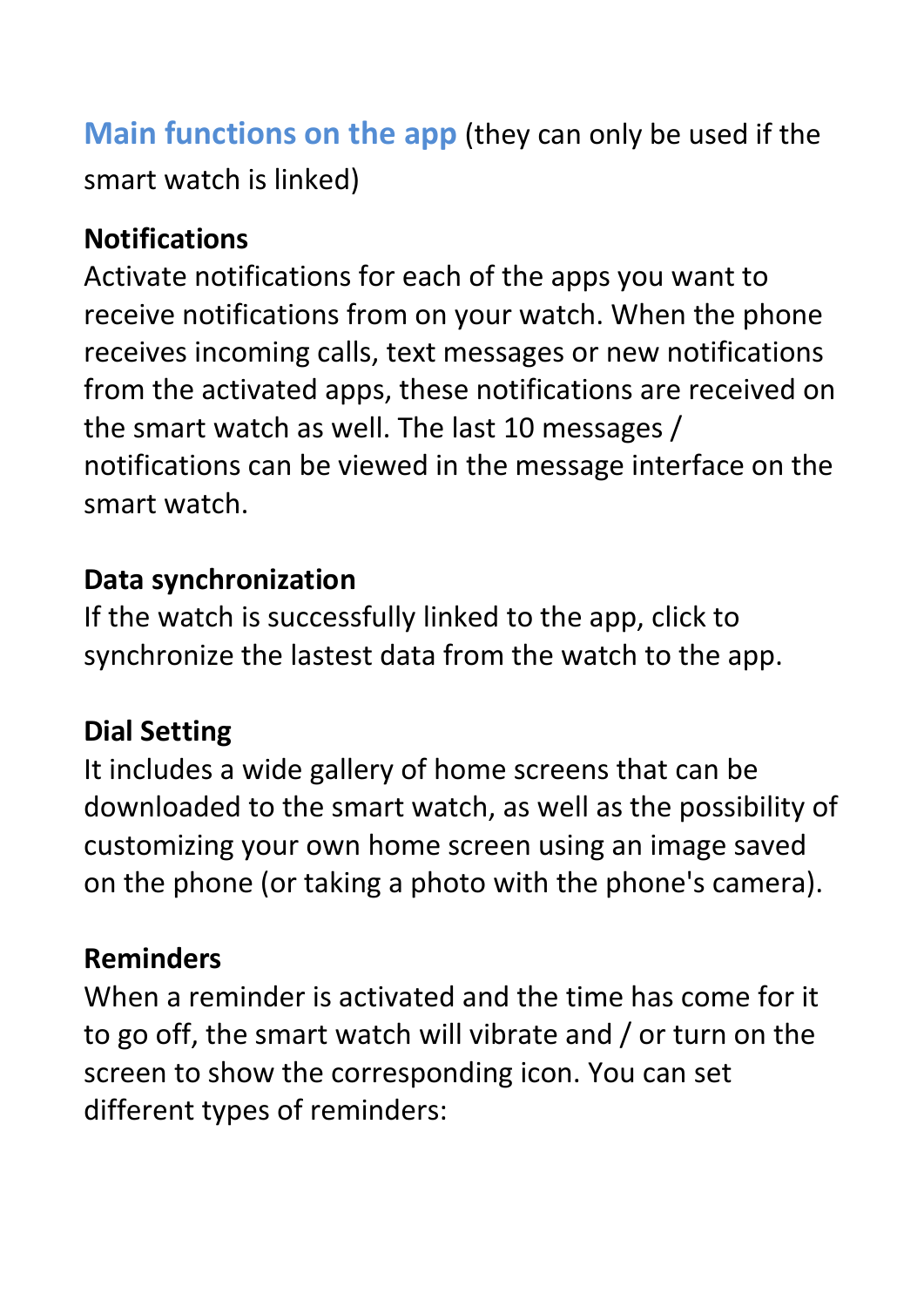## Main functions on the app (they can only be used if the smart watch is linked)

**Notifications**
Activate notifications for each of the apps you want to receive notifications from on your watch. When the phone receives incoming calls, text messages or new notifications from the activated apps, these notifications are received on the smart watch as well. The last 10 messages / notifications can be viewed in the message interface on the smart watch.

**Data synchronization**
If the watch is successfully linked to the app, click to synchronize the lastest data from the watch to the app.

**Dial Setting**
It includes a wide gallery of home screens that can be downloaded to the smart watch, as well as the possibility of customizing your own home screen using an image saved on the phone (or taking a photo with the phone's camera).

**Reminders**
When a reminder is activated and the time has come for it to go off, the smart watch will vibrate and / or turn on the screen to show the corresponding icon. You can set different types of reminders: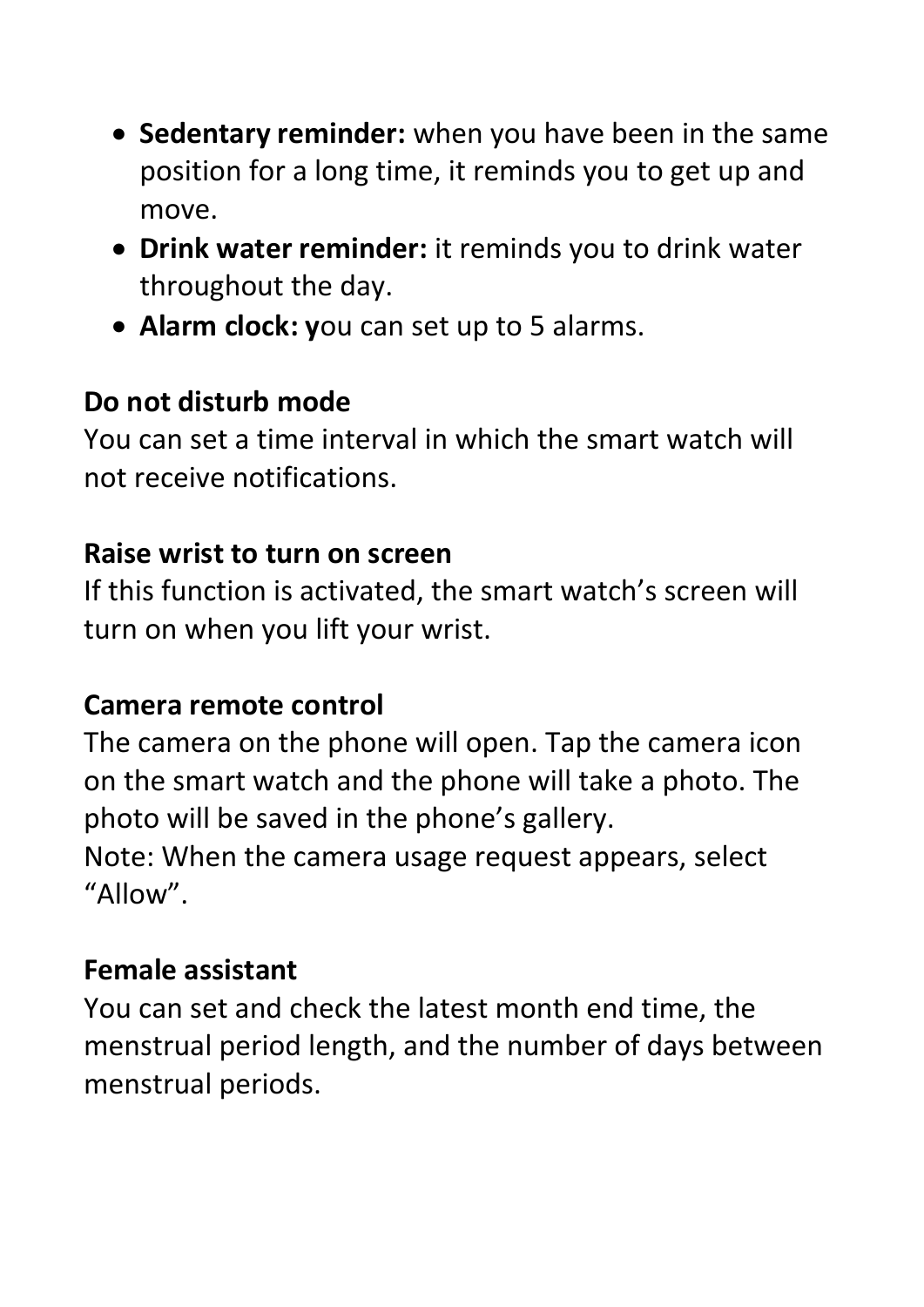- **Sedentary reminder:** when you have been in the same position for a long time, it reminds you to get up and move.
- **Drink water reminder:** it reminds you to drink water throughout the day.
- **Alarm clock: y**ou can set up to 5 alarms.

**Do not disturb mode**

You can set a time interval in which the smart watch will not receive notifications.

**Raise wrist to turn on screen**

If this function is activated, the smart watch's screen will turn on when you lift your wrist.

**Camera remote control**

The camera on the phone will open. Tap the camera icon on the smart watch and the phone will take a photo. The photo will be saved in the phone's gallery.

Note: When the camera usage request appears, select "Allow".

**Female assistant**

You can set and check the latest month end time, the menstrual period length, and the number of days between menstrual periods.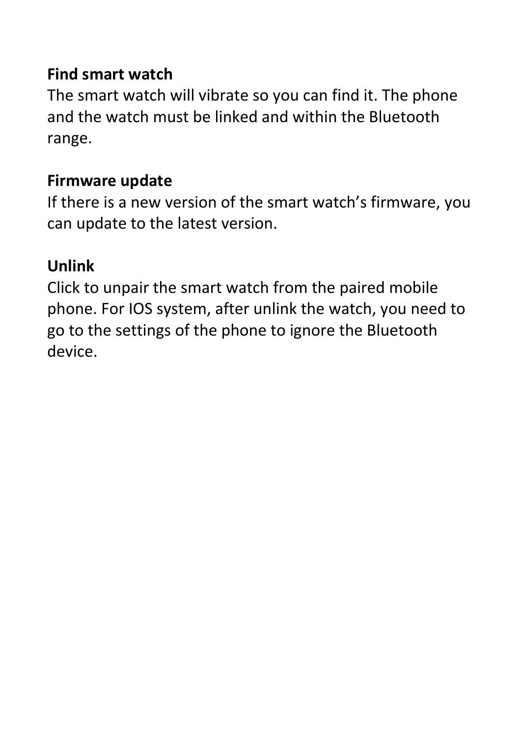**Find smart watch**

The smart watch will vibrate so you can find it. The phone and the watch must be linked and within the Bluetooth range.

**Firmware update**

If there is a new version of the smart watch's firmware, you can update to the latest version.

**Unlink**

Click to unpair the smart watch from the paired mobile phone. For IOS system, after unlink the watch, you need to go to the settings of the phone to ignore the Bluetooth device.